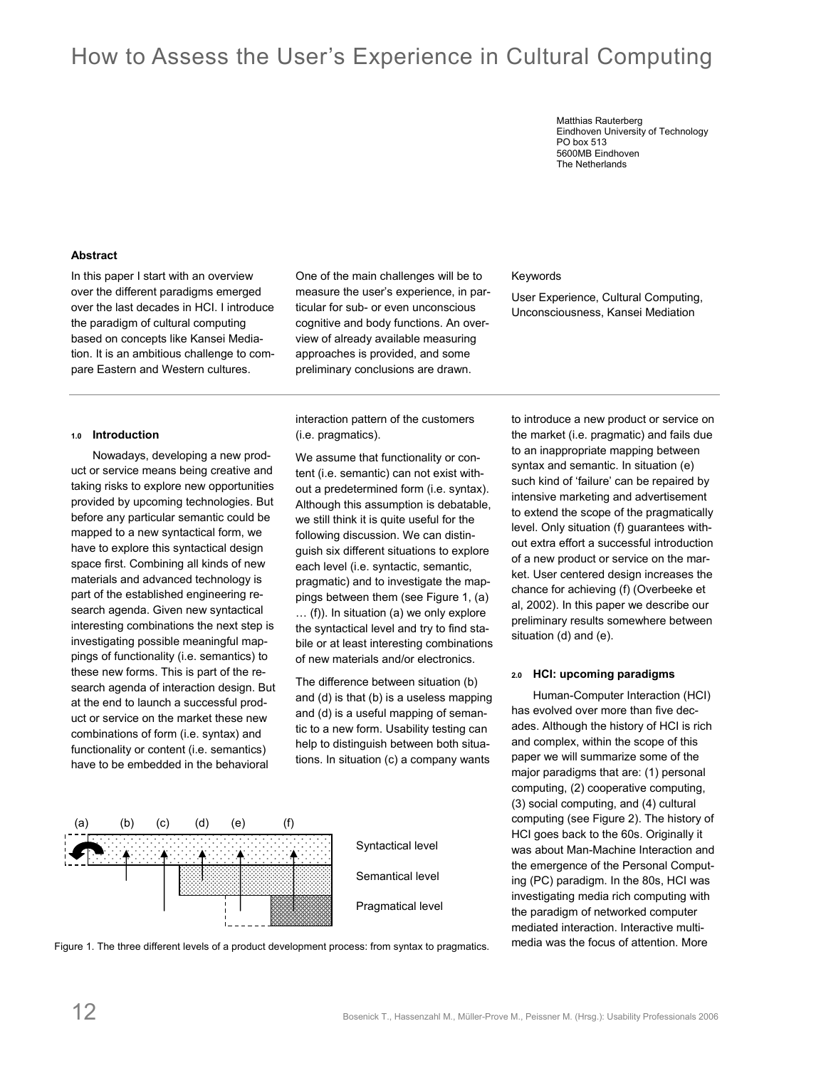# How to Assess the User's Experience in Cultural Computing

Matthias Rauterberg
Eindhoven University of Technology
PO box 513
5600MB Eindhoven
The Netherlands

**Abstract**

In this paper I start with an overview over the different paradigms emerged over the last decades in HCI. I introduce the paradigm of cultural computing based on concepts like Kansei Mediation. It is an ambitious challenge to compare Eastern and Western cultures. One of the main challenges will be to measure the user's experience, in particular for sub- or even unconscious cognitive and body functions. An overview of already available measuring approaches is provided, and some preliminary conclusions are drawn.

Keywords

User Experience, Cultural Computing, Unconsciousness, Kansei Mediation

## 1.0 Introduction

Nowadays, developing a new product or service means being creative and taking risks to explore new opportunities provided by upcoming technologies. But before any particular semantic could be mapped to a new syntactical form, we have to explore this syntactical design space first. Combining all kinds of new materials and advanced technology is part of the established engineering research agenda. Given new syntactical interesting combinations the next step is investigating possible meaningful mappings of functionality (i.e. semantics) to these new forms. This is part of the research agenda of interaction design. But at the end to launch a successful product or service on the market these new combinations of form (i.e. syntax) and functionality or content (i.e. semantics) have to be embedded in the behavioral interaction pattern of the customers (i.e. pragmatics).

We assume that functionality or content (i.e. semantic) can not exist without a predetermined form (i.e. syntax). Although this assumption is debatable, we still think it is quite useful for the following discussion. We can distinguish six different situations to explore each level (i.e. syntactic, semantic, pragmatic) and to investigate the mappings between them (see Figure 1, (a) … (f)). In situation (a) we only explore the syntactical level and try to find stabile or at least interesting combinations of new materials and/or electronics.

The difference between situation (b) and (d) is that (b) is a useless mapping and (d) is a useful mapping of semantic to a new form. Usability testing can help to distinguish between both situations. In situation (c) a company wants to introduce a new product or service on the market (i.e. pragmatic) and fails due to an inappropriate mapping between syntax and semantic. In situation (e) such kind of 'failure' can be repaired by intensive marketing and advertisement to extend the scope of the pragmatically level. Only situation (f) guarantees without extra effort a successful introduction of a new product or service on the market. User centered design increases the chance for achieving (f) (Overbeeke et al, 2002). In this paper we describe our preliminary results somewhere between situation (d) and (e).

Figure 1. The three different levels of a product development process: from syntax to pragmatics.

## 2.0 HCI: upcoming paradigms

Human-Computer Interaction (HCI) has evolved over more than five decades. Although the history of HCI is rich and complex, within the scope of this paper we will summarize some of the major paradigms that are: (1) personal computing, (2) cooperative computing, (3) social computing, and (4) cultural computing (see Figure 2). The history of HCI goes back to the 60s. Originally it was about Man-Machine Interaction and the emergence of the Personal Computing (PC) paradigm. In the 80s, HCI was investigating media rich computing with the paradigm of networked computer mediated interaction. Interactive multimedia was the focus of attention. More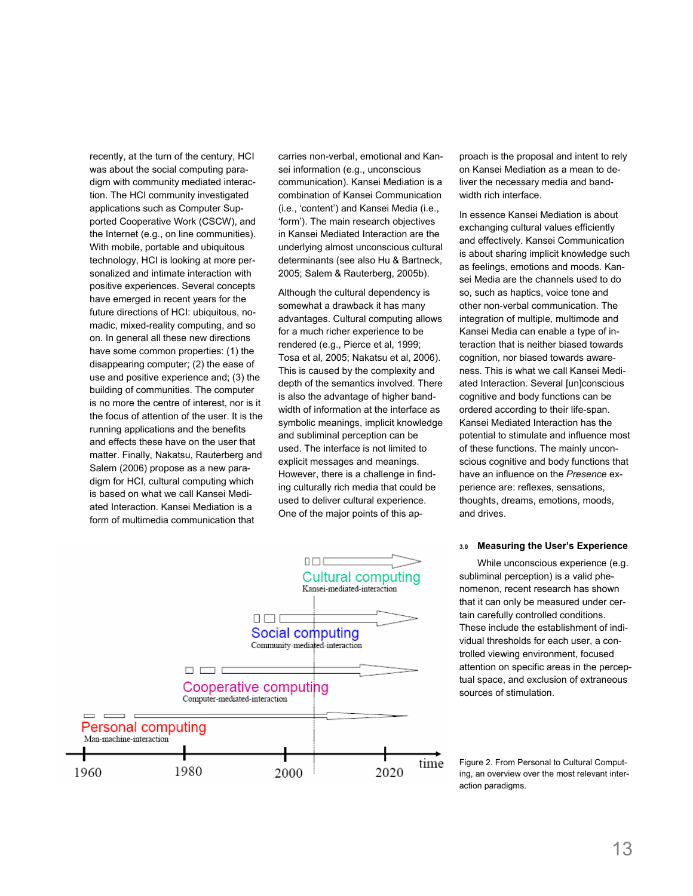recently, at the turn of the century, HCI was about the social computing paradigm with community mediated interaction. The HCI community investigated applications such as Computer Supported Cooperative Work (CSCW), and the Internet (e.g., on line communities). With mobile, portable and ubiquitous technology, HCI is looking at more personalized and intimate interaction with positive experiences. Several concepts have emerged in recent years for the future directions of HCI: ubiquitous, nomadic, mixed-reality computing, and so on. In general all these new directions have some common properties: (1) the disappearing computer; (2) the ease of use and positive experience and; (3) the building of communities. The computer is no more the centre of interest, nor is it the focus of attention of the user. It is the running applications and the benefits and effects these have on the user that matter. Finally, Nakatsu, Rauterberg and Salem (2006) propose as a new paradigm for HCI, cultural computing which is based on what we call Kansei Mediated Interaction. Kansei Mediation is a form of multimedia communication that carries non-verbal, emotional and Kansei information (e.g., unconscious communication). Kansei Mediation is a combination of Kansei Communication (i.e., 'content') and Kansei Media (i.e., 'form'). The main research objectives in Kansei Mediated Interaction are the underlying almost unconscious cultural determinants (see also Hu & Bartneck, 2005; Salem & Rauterberg, 2005b).

Although the cultural dependency is somewhat a drawback it has many advantages. Cultural computing allows for a much richer experience to be rendered (e.g., Pierce et al, 1999; Tosa et al, 2005; Nakatsu et al, 2006). This is caused by the complexity and depth of the semantics involved. There is also the advantage of higher bandwidth of information at the interface as symbolic meanings, implicit knowledge and subliminal perception can be used. The interface is not limited to explicit messages and meanings. However, there is a challenge in finding culturally rich media that could be used to deliver cultural experience. One of the major points of this approach is the proposal and intent to rely on Kansei Mediation as a mean to deliver the necessary media and bandwidth rich interface.

In essence Kansei Mediation is about exchanging cultural values efficiently and effectively. Kansei Communication is about sharing implicit knowledge such as feelings, emotions and moods. Kansei Media are the channels used to do so, such as haptics, voice tone and other non-verbal communication. The integration of multiple, multimode and Kansei Media can enable a type of interaction that is neither biased towards cognition, nor biased towards awareness. This is what we call Kansei Mediated Interaction. Several [un]conscious cognitive and body functions can be ordered according to their life-span. Kansei Mediated Interaction has the potential to stimulate and influence most of these functions. The mainly unconscious cognitive and body functions that have an influence on the *Presence* experience are: reflexes, sensations, thoughts, dreams, emotions, moods, and drives.

Cultural computing
Kansei-mediated-interaction

Social computing
Community-mediated-interaction

Cooperative computing
Computer-mediated-interaction

Personal computing
Man-machine-interaction

1960 1980 2000 2020 time

Figure 2. From Personal to Cultural Computing, an overview over the most relevant interaction paradigms.

### 3.0 Measuring the User's Experience

While unconscious experience (e.g. subliminal perception) is a valid phenomenon, recent research has shown that it can only be measured under certain carefully controlled conditions. These include the establishment of individual thresholds for each user, a controlled viewing environment, focused attention on specific areas in the perceptual space, and exclusion of extraneous sources of stimulation.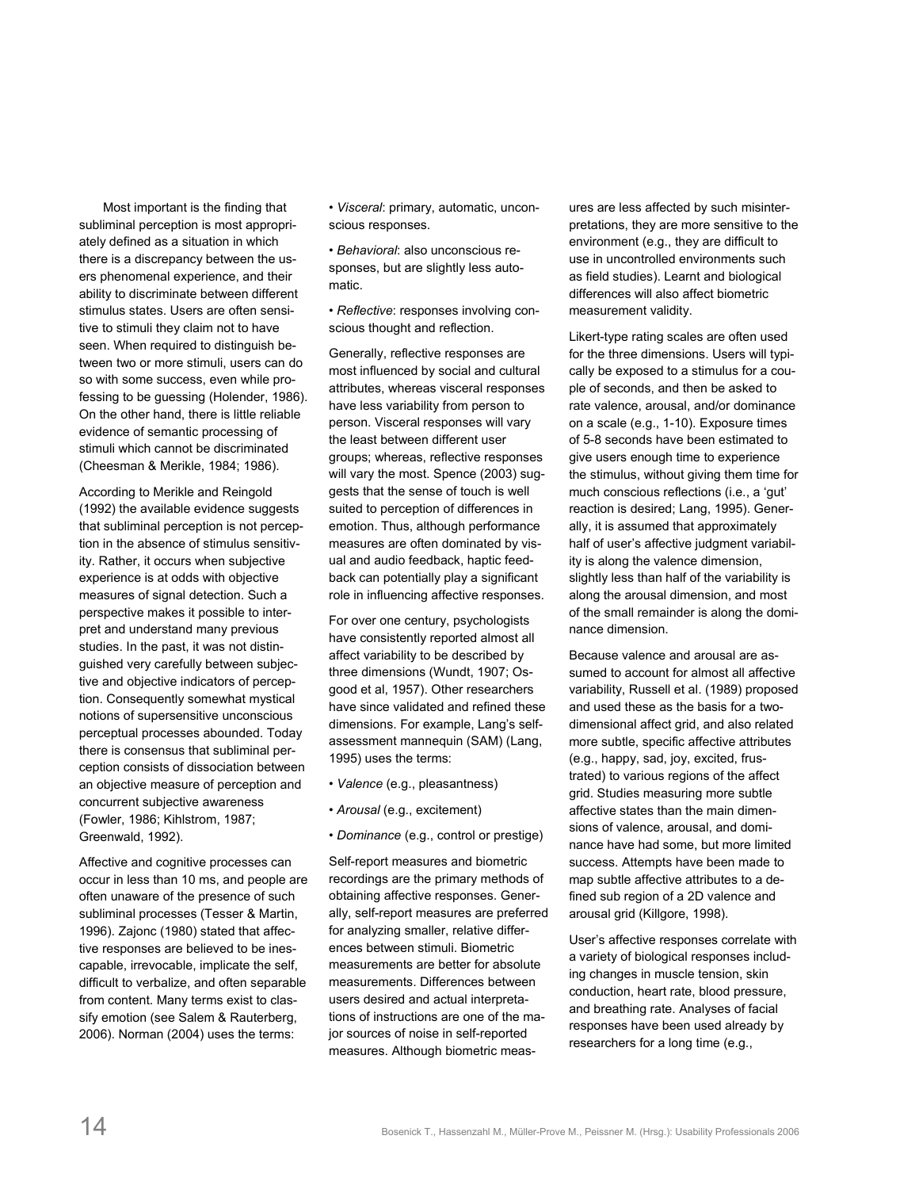Most important is the finding that subliminal perception is most appropriately defined as a situation in which there is a discrepancy between the users phenomenal experience, and their ability to discriminate between different stimulus states. Users are often sensitive to stimuli they claim not to have seen. When required to distinguish between two or more stimuli, users can do so with some success, even while professing to be guessing (Holender, 1986). On the other hand, there is little reliable evidence of semantic processing of stimuli which cannot be discriminated (Cheesman & Merikle, 1984; 1986).

According to Merikle and Reingold (1992) the available evidence suggests that subliminal perception is not perception in the absence of stimulus sensitivity. Rather, it occurs when subjective experience is at odds with objective measures of signal detection. Such a perspective makes it possible to interpret and understand many previous studies. In the past, it was not distinguished very carefully between subjective and objective indicators of perception. Consequently somewhat mystical notions of supersensitive unconscious perceptual processes abounded. Today there is consensus that subliminal perception consists of dissociation between an objective measure of perception and concurrent subjective awareness (Fowler, 1986; Kihlstrom, 1987; Greenwald, 1992).

Affective and cognitive processes can occur in less than 10 ms, and people are often unaware of the presence of such subliminal processes (Tesser & Martin, 1996). Zajonc (1980) stated that affective responses are believed to be inescapable, irrevocable, implicate the self, difficult to verbalize, and often separable from content. Many terms exist to classify emotion (see Salem & Rauterberg, 2006). Norman (2004) uses the terms:

- *Visceral*: primary, automatic, unconscious responses.
- *Behavioral*: also unconscious responses, but are slightly less automatic.
- *Reflective*: responses involving conscious thought and reflection.

Generally, reflective responses are most influenced by social and cultural attributes, whereas visceral responses have less variability from person to person. Visceral responses will vary the least between different user groups; whereas, reflective responses will vary the most. Spence (2003) suggests that the sense of touch is well suited to perception of differences in emotion. Thus, although performance measures are often dominated by visual and audio feedback, haptic feedback can potentially play a significant role in influencing affective responses.

For over one century, psychologists have consistently reported almost all affect variability to be described by three dimensions (Wundt, 1907; Osgood et al, 1957). Other researchers have since validated and refined these dimensions. For example, Lang's self-assessment mannequin (SAM) (Lang, 1995) uses the terms:

- *Valence* (e.g., pleasantness)
- *Arousal* (e.g., excitement)
- *Dominance* (e.g., control or prestige)

Self-report measures and biometric recordings are the primary methods of obtaining affective responses. Generally, self-report measures are preferred for analyzing smaller, relative differences between stimuli. Biometric measurements are better for absolute measurements. Differences between users desired and actual interpretations of instructions are one of the major sources of noise in self-reported measures. Although biometric measures are less affected by such misinterpretations, they are more sensitive to the environment (e.g., they are difficult to use in uncontrolled environments such as field studies). Learnt and biological differences will also affect biometric measurement validity.

Likert-type rating scales are often used for the three dimensions. Users will typically be exposed to a stimulus for a couple of seconds, and then be asked to rate valence, arousal, and/or dominance on a scale (e.g., 1-10). Exposure times of 5-8 seconds have been estimated to give users enough time to experience the stimulus, without giving them time for much conscious reflections (i.e., a 'gut' reaction is desired; Lang, 1995). Generally, it is assumed that approximately half of user's affective judgment variability is along the valence dimension, slightly less than half of the variability is along the arousal dimension, and most of the small remainder is along the dominance dimension.

Because valence and arousal are assumed to account for almost all affective variability, Russell et al. (1989) proposed and used these as the basis for a two-dimensional affect grid, and also related more subtle, specific affective attributes (e.g., happy, sad, joy, excited, frustrated) to various regions of the affect grid. Studies measuring more subtle affective states than the main dimensions of valence, arousal, and dominance have had some, but more limited success. Attempts have been made to map subtle affective attributes to a defined sub region of a 2D valence and arousal grid (Killgore, 1998).

User's affective responses correlate with a variety of biological responses including changes in muscle tension, skin conduction, heart rate, blood pressure, and breathing rate. Analyses of facial responses have been used already by researchers for a long time (e.g.,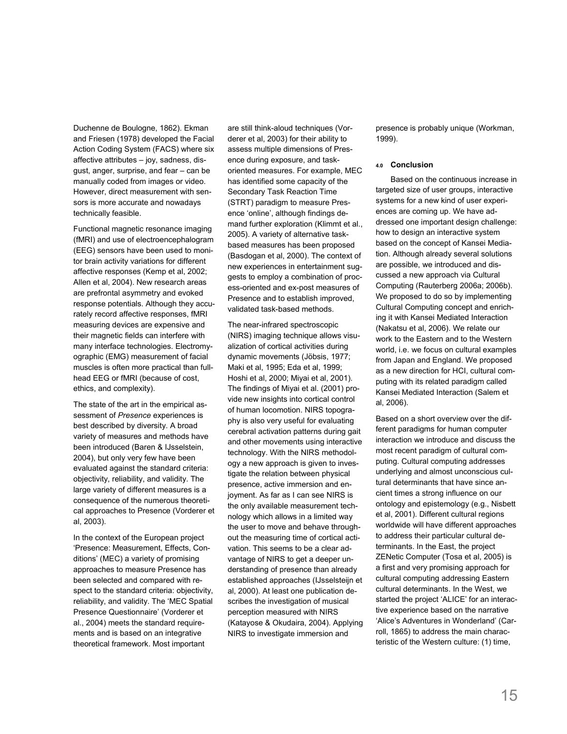Duchenne de Boulogne, 1862). Ekman and Friesen (1978) developed the Facial Action Coding System (FACS) where six affective attributes – joy, sadness, disgust, anger, surprise, and fear – can be manually coded from images or video. However, direct measurement with sensors is more accurate and nowadays technically feasible.

Functional magnetic resonance imaging (fMRI) and use of electroencephalogram (EEG) sensors have been used to monitor brain activity variations for different affective responses (Kemp et al, 2002; Allen et al, 2004). New research areas are prefrontal asymmetry and evoked response potentials. Although they accurately record affective responses, fMRI measuring devices are expensive and their magnetic fields can interfere with many interface technologies. Electromyographic (EMG) measurement of facial muscles is often more practical than full-head EEG or fMRI (because of cost, ethics, and complexity).

The state of the art in the empirical assessment of *Presence* experiences is best described by diversity. A broad variety of measures and methods have been introduced (Baren & IJsselstein, 2004), but only very few have been evaluated against the standard criteria: objectivity, reliability, and validity. The large variety of different measures is a consequence of the numerous theoretical approaches to Presence (Vorderer et al, 2003).

In the context of the European project 'Presence: Measurement, Effects, Conditions' (MEC) a variety of promising approaches to measure Presence has been selected and compared with respect to the standard criteria: objectivity, reliability, and validity. The 'MEC Spatial Presence Questionnaire' (Vorderer et al., 2004) meets the standard requirements and is based on an integrative theoretical framework. Most important are still think-aloud techniques (Vorderer et al, 2003) for their ability to assess multiple dimensions of Presence during exposure, and task-oriented measures. For example, MEC has identified some capacity of the Secondary Task Reaction Time (STRT) paradigm to measure Presence 'online', although findings demand further exploration (Klimmt et al., 2005). A variety of alternative task-based measures has been proposed (Basdogan et al, 2000). The context of new experiences in entertainment suggests to employ a combination of process-oriented and ex-post measures of Presence and to establish improved, validated task-based methods.

The near-infrared spectroscopic (NIRS) imaging technique allows visualization of cortical activities during dynamic movements (Jöbsis, 1977; Maki et al, 1995; Eda et al, 1999; Hoshi et al, 2000; Miyai et al, 2001). The findings of Miyai et al. (2001) provide new insights into cortical control of human locomotion. NIRS topography is also very useful for evaluating cerebral activation patterns during gait and other movements using interactive technology. With the NIRS methodology a new approach is given to investigate the relation between physical presence, active immersion and enjoyment. As far as I can see NIRS is the only available measurement technology which allows in a limited way the user to move and behave throughout the measuring time of cortical activation. This seems to be a clear advantage of NIRS to get a deeper understanding of presence than already established approaches (IJsselsteijn et al, 2000). At least one publication describes the investigation of musical perception measured with NIRS (Katayose & Okudaira, 2004). Applying NIRS to investigate immersion and presence is probably unique (Workman, 1999).

## 4.0 Conclusion

Based on the continuous increase in targeted size of user groups, interactive systems for a new kind of user experiences are coming up. We have addressed one important design challenge: how to design an interactive system based on the concept of Kansei Mediation. Although already several solutions are possible, we introduced and discussed a new approach via Cultural Computing (Rauterberg 2006a; 2006b). We proposed to do so by implementing Cultural Computing concept and enriching it with Kansei Mediated Interaction (Nakatsu et al, 2006). We relate our work to the Eastern and to the Western world, i.e. we focus on cultural examples from Japan and England. We proposed as a new direction for HCI, cultural computing with its related paradigm called Kansei Mediated Interaction (Salem et al, 2006).

Based on a short overview over the different paradigms for human computer interaction we introduce and discuss the most recent paradigm of cultural computing. Cultural computing addresses underlying and almost unconscious cultural determinants that have since ancient times a strong influence on our ontology and epistemology (e.g., Nisbett et al, 2001). Different cultural regions worldwide will have different approaches to address their particular cultural determinants. In the East, the project ZENetic Computer (Tosa et al, 2005) is a first and very promising approach for cultural computing addressing Eastern cultural determinants. In the West, we started the project 'ALICE' for an interactive experience based on the narrative 'Alice's Adventures in Wonderland' (Carroll, 1865) to address the main characteristic of the Western culture: (1) time,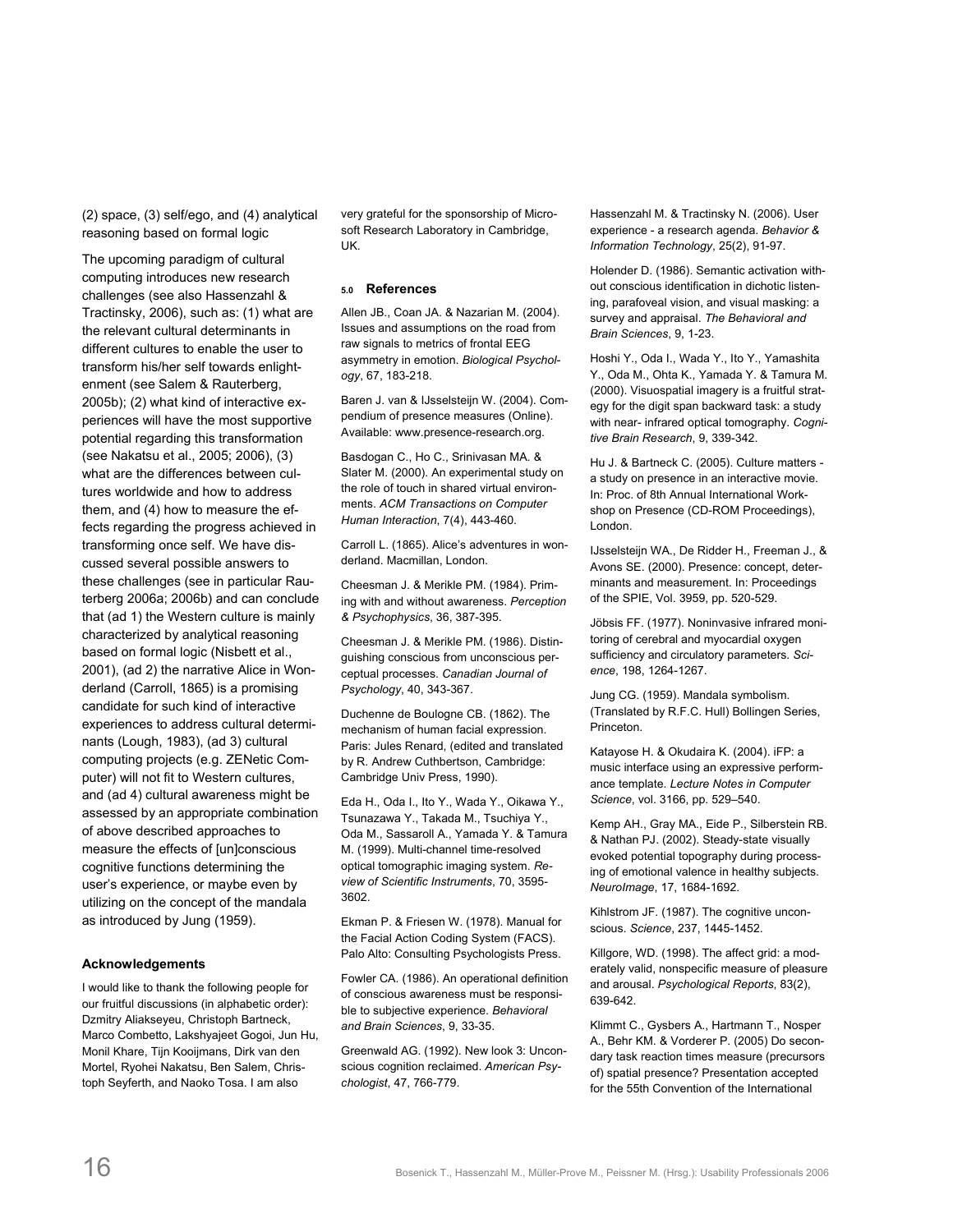(2) space, (3) self/ego, and (4) analytical reasoning based on formal logic

The upcoming paradigm of cultural computing introduces new research challenges (see also Hassenzahl & Tractinsky, 2006), such as: (1) what are the relevant cultural determinants in different cultures to enable the user to transform his/her self towards enlightenment (see Salem & Rauterberg, 2005b); (2) what kind of interactive experiences will have the most supportive potential regarding this transformation (see Nakatsu et al., 2005; 2006), (3) what are the differences between cultures worldwide and how to address them, and (4) how to measure the effects regarding the progress achieved in transforming once self. We have discussed several possible answers to these challenges (see in particular Rauterberg 2006a; 2006b) and can conclude that (ad 1) the Western culture is mainly characterized by analytical reasoning based on formal logic (Nisbett et al., 2001), (ad 2) the narrative Alice in Wonderland (Carroll, 1865) is a promising candidate for such kind of interactive experiences to address cultural determinants (Lough, 1983), (ad 3) cultural computing projects (e.g. ZENetic Computer) will not fit to Western cultures, and (ad 4) cultural awareness might be assessed by an appropriate combination of above described approaches to measure the effects of [un]conscious cognitive functions determining the user's experience, or maybe even by utilizing on the concept of the mandala as introduced by Jung (1959).

### Acknowledgements

I would like to thank the following people for our fruitful discussions (in alphabetic order): Dzmitry Aliakseyeu, Christoph Bartneck, Marco Combetto, Lakshyajeet Gogoi, Jun Hu, Monil Khare, Tijn Kooijmans, Dirk van den Mortel, Ryohei Nakatsu, Ben Salem, Christoph Seyferth, and Naoko Tosa. I am also very grateful for the sponsorship of Microsoft Research Laboratory in Cambridge, UK.

## 5.0 References

Allen JB., Coan JA. & Nazarian M. (2004). Issues and assumptions on the road from raw signals to metrics of frontal EEG asymmetry in emotion. *Biological Psychology*, 67, 183-218.

Baren J. van & IJsselsteijn W. (2004). Compendium of presence measures (Online). Available: www.presence-research.org.

Basdogan C., Ho C., Srinivasan MA. & Slater M. (2000). An experimental study on the role of touch in shared virtual environments. *ACM Transactions on Computer Human Interaction*, 7(4), 443-460.

Carroll L. (1865). Alice's adventures in wonderland. Macmillan, London.

Cheesman J. & Merikle PM. (1984). Priming with and without awareness. *Perception & Psychophysics*, 36, 387-395.

Cheesman J. & Merikle PM. (1986). Distinguishing conscious from unconscious perceptual processes. *Canadian Journal of Psychology*, 40, 343-367.

Duchenne de Boulogne CB. (1862). The mechanism of human facial expression. Paris: Jules Renard, (edited and translated by R. Andrew Cuthbertson, Cambridge: Cambridge Univ Press, 1990).

Eda H., Oda I., Ito Y., Wada Y., Oikawa Y., Tsunazawa Y., Takada M., Tsuchiya Y., Oda M., Sassaroll A., Yamada Y. & Tamura M. (1999). Multi-channel time-resolved optical tomographic imaging system. *Review of Scientific Instruments*, 70, 3595-3602.

Ekman P. & Friesen W. (1978). Manual for the Facial Action Coding System (FACS). Palo Alto: Consulting Psychologists Press.

Fowler CA. (1986). An operational definition of conscious awareness must be responsible to subjective experience. *Behavioral and Brain Sciences*, 9, 33-35.

Greenwald AG. (1992). New look 3: Unconscious cognition reclaimed. *American Psychologist*, 47, 766-779.

Hassenzahl M. & Tractinsky N. (2006). User experience - a research agenda. *Behavior & Information Technology*, 25(2), 91-97.

Holender D. (1986). Semantic activation without conscious identification in dichotic listening, parafoveal vision, and visual masking: a survey and appraisal. *The Behavioral and Brain Sciences*, 9, 1-23.

Hoshi Y., Oda I., Wada Y., Ito Y., Yamashita Y., Oda M., Ohta K., Yamada Y. & Tamura M. (2000). Visuospatial imagery is a fruitful strategy for the digit span backward task: a study with near- infrared optical tomography. *Cognitive Brain Research*, 9, 339-342.

Hu J. & Bartneck C. (2005). Culture matters - a study on presence in an interactive movie. In: Proc. of 8th Annual International Workshop on Presence (CD-ROM Proceedings), London.

IJsselsteijn WA., De Ridder H., Freeman J., & Avons SE. (2000). Presence: concept, determinants and measurement. In: Proceedings of the SPIE, Vol. 3959, pp. 520-529.

Jöbsis FF. (1977). Noninvasive infrared monitoring of cerebral and myocardial oxygen sufficiency and circulatory parameters. *Science*, 198, 1264-1267.

Jung CG. (1959). Mandala symbolism. (Translated by R.F.C. Hull) Bollingen Series, Princeton.

Katayose H. & Okudaira K. (2004). iFP: a music interface using an expressive performance template. *Lecture Notes in Computer Science*, vol. 3166, pp. 529–540.

Kemp AH., Gray MA., Eide P., Silberstein RB. & Nathan PJ. (2002). Steady-state visually evoked potential topography during processing of emotional valence in healthy subjects. *NeuroImage*, 17, 1684-1692.

Kihlstrom JF. (1987). The cognitive unconscious. *Science*, 237, 1445-1452.

Killgore, WD. (1998). The affect grid: a moderately valid, nonspecific measure of pleasure and arousal. *Psychological Reports*, 83(2), 639-642.

Klimmt C., Gysbers A., Hartmann T., Nosper A., Behr KM. & Vorderer P. (2005) Do secondary task reaction times measure (precursors of) spatial presence? Presentation accepted for the 55th Convention of the International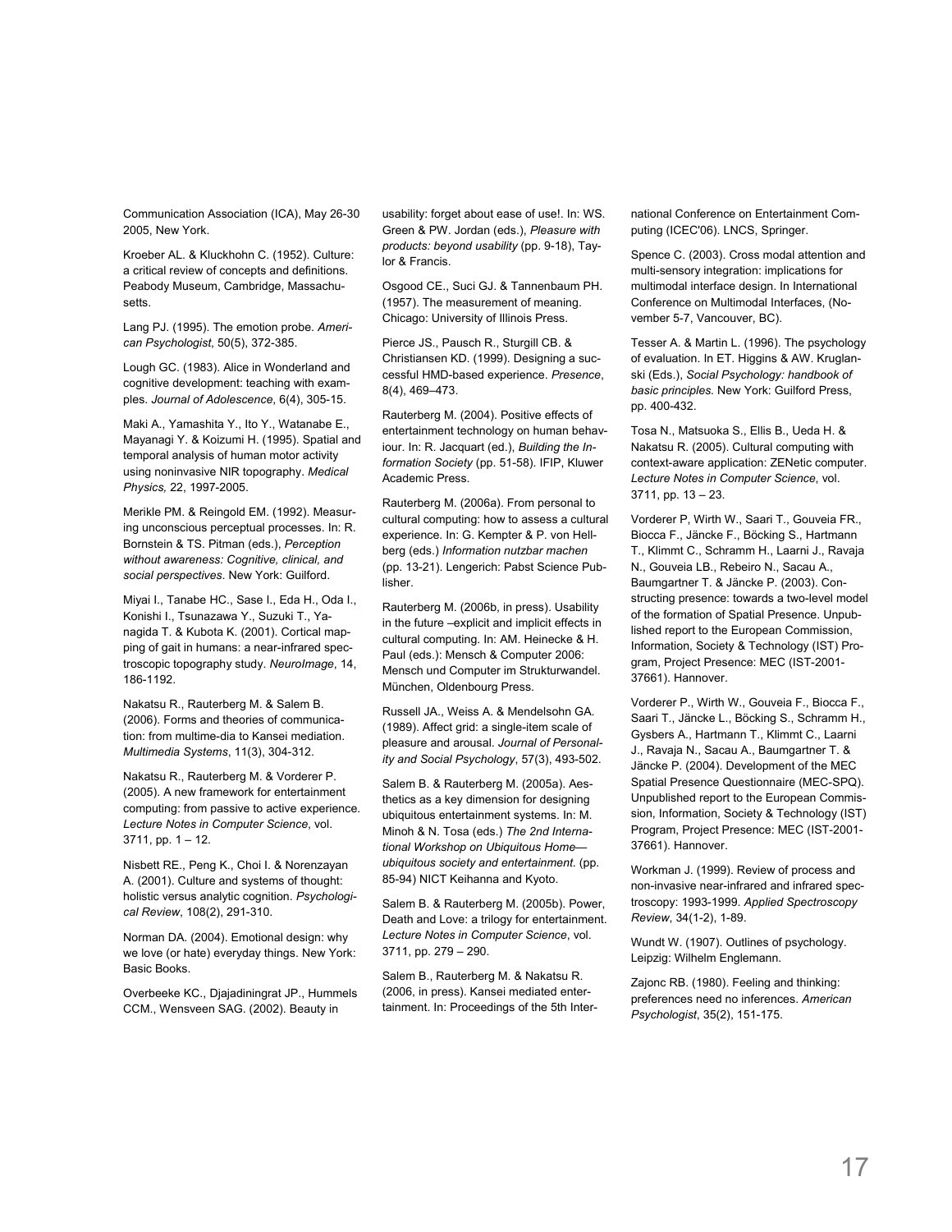Communication Association (ICA), May 26-30 2005, New York.

Kroeber AL. & Kluckhohn C. (1952). Culture: a critical review of concepts and definitions. Peabody Museum, Cambridge, Massachusetts.

Lang PJ. (1995). The emotion probe. *American Psychologist*, 50(5), 372-385.

Lough GC. (1983). Alice in Wonderland and cognitive development: teaching with examples. *Journal of Adolescence*, 6(4), 305-15.

Maki A., Yamashita Y., Ito Y., Watanabe E., Mayanagi Y. & Koizumi H. (1995). Spatial and temporal analysis of human motor activity using noninvasive NIR topography. *Medical Physics,* 22, 1997-2005.

Merikle PM. & Reingold EM. (1992). Measuring unconscious perceptual processes. In: R. Bornstein & TS. Pitman (eds.), *Perception without awareness: Cognitive, clinical, and social perspectives*. New York: Guilford.

Miyai I., Tanabe HC., Sase I., Eda H., Oda I., Konishi I., Tsunazawa Y., Suzuki T., Yanagida T. & Kubota K. (2001). Cortical mapping of gait in humans: a near-infrared spectroscopic topography study. *NeuroImage*, 14, 186-1192.

Nakatsu R., Rauterberg M. & Salem B. (2006). Forms and theories of communication: from multime-dia to Kansei mediation. *Multimedia Systems*, 11(3), 304-312.

Nakatsu R., Rauterberg M. & Vorderer P. (2005). A new framework for entertainment computing: from passive to active experience. *Lecture Notes in Computer Science*, vol. 3711, pp. 1 – 12.

Nisbett RE., Peng K., Choi I. & Norenzayan A. (2001). Culture and systems of thought: holistic versus analytic cognition. *Psychological Review*, 108(2), 291-310.

Norman DA. (2004). Emotional design: why we love (or hate) everyday things. New York: Basic Books.

Overbeeke KC., Djajadiningrat JP., Hummels CCM., Wensveen SAG. (2002). Beauty in usability: forget about ease of use!. In: WS. Green & PW. Jordan (eds.), *Pleasure with products: beyond usability* (pp. 9-18), Taylor & Francis.

Osgood CE., Suci GJ. & Tannenbaum PH. (1957). The measurement of meaning. Chicago: University of Illinois Press.

Pierce JS., Pausch R., Sturgill CB. & Christiansen KD. (1999). Designing a successful HMD-based experience. *Presence*, 8(4), 469–473.

Rauterberg M. (2004). Positive effects of entertainment technology on human behaviour. In: R. Jacquart (ed.), *Building the Information Society* (pp. 51-58). IFIP, Kluwer Academic Press.

Rauterberg M. (2006a). From personal to cultural computing: how to assess a cultural experience. In: G. Kempter & P. von Hellberg (eds.) *Information nutzbar machen* (pp. 13-21). Lengerich: Pabst Science Publisher.

Rauterberg M. (2006b, in press). Usability in the future –explicit and implicit effects in cultural computing. In: AM. Heinecke & H. Paul (eds.): Mensch & Computer 2006: Mensch und Computer im Strukturwandel. München, Oldenbourg Press.

Russell JA., Weiss A. & Mendelsohn GA. (1989). Affect grid: a single-item scale of pleasure and arousal. *Journal of Personality and Social Psychology*, 57(3), 493-502.

Salem B. & Rauterberg M. (2005a). Aesthetics as a key dimension for designing ubiquitous entertainment systems. In: M. Minoh & N. Tosa (eds.) *The 2nd International Workshop on Ubiquitous Home—ubiquitous society and entertainment.* (pp. 85-94) NICT Keihanna and Kyoto.

Salem B. & Rauterberg M. (2005b). Power, Death and Love: a trilogy for entertainment. *Lecture Notes in Computer Science*, vol. 3711, pp. 279 – 290.

Salem B., Rauterberg M. & Nakatsu R. (2006, in press). Kansei mediated entertainment. In: Proceedings of the 5th International Conference on Entertainment Computing (ICEC'06). LNCS, Springer.

Spence C. (2003). Cross modal attention and multi-sensory integration: implications for multimodal interface design. In International Conference on Multimodal Interfaces, (November 5-7, Vancouver, BC).

Tesser A. & Martin L. (1996). The psychology of evaluation. In ET. Higgins & AW. Kruglanski (Eds.), *Social Psychology: handbook of basic principles.* New York: Guilford Press, pp. 400-432.

Tosa N., Matsuoka S., Ellis B., Ueda H. & Nakatsu R. (2005). Cultural computing with context-aware application: ZENetic computer. *Lecture Notes in Computer Science*, vol. 3711, pp. 13 – 23.

Vorderer P, Wirth W., Saari T., Gouveia FR., Biocca F., Jäncke F., Böcking S., Hartmann T., Klimmt C., Schramm H., Laarni J., Ravaja N., Gouveia LB., Rebeiro N., Sacau A., Baumgartner T. & Jäncke P. (2003). Constructing presence: towards a two-level model of the formation of Spatial Presence. Unpublished report to the European Commission, Information, Society & Technology (IST) Program, Project Presence: MEC (IST-2001-37661). Hannover.

Vorderer P., Wirth W., Gouveia F., Biocca F., Saari T., Jäncke L., Böcking S., Schramm H., Gysbers A., Hartmann T., Klimmt C., Laarni J., Ravaja N., Sacau A., Baumgartner T. & Jäncke P. (2004). Development of the MEC Spatial Presence Questionnaire (MEC-SPQ). Unpublished report to the European Commission, Information, Society & Technology (IST) Program, Project Presence: MEC (IST-2001-37661). Hannover.

Workman J. (1999). Review of process and non-invasive near-infrared and infrared spectroscopy: 1993-1999. *Applied Spectroscopy Review*, 34(1-2), 1-89.

Wundt W. (1907). Outlines of psychology. Leipzig: Wilhelm Englemann.

Zajonc RB. (1980). Feeling and thinking: preferences need no inferences. *American Psychologist*, 35(2), 151-175.